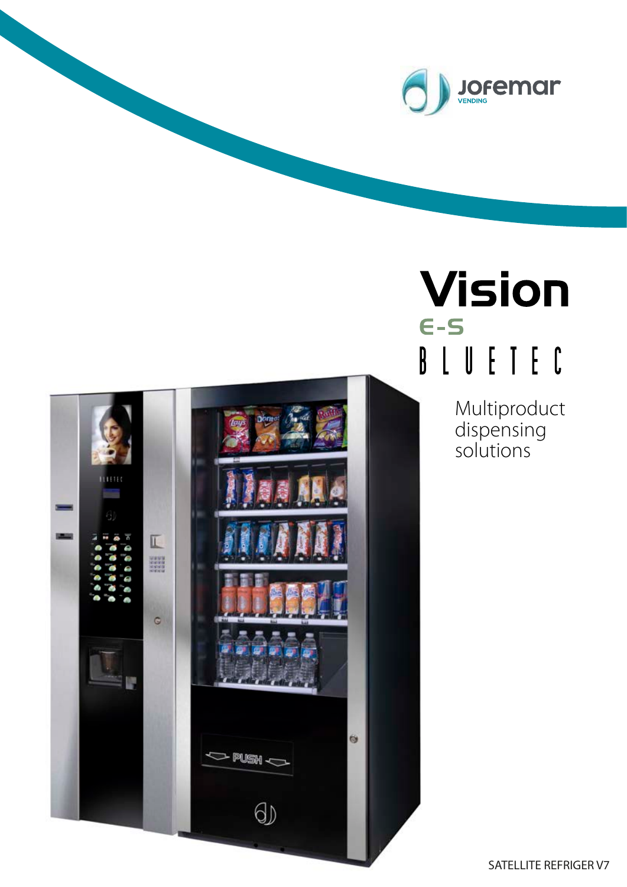JOFEMAR VENDING

# Vision

E-S

## BLUETEC

Multiproduct dispensing solutions

SATELLITE REFRIGER V7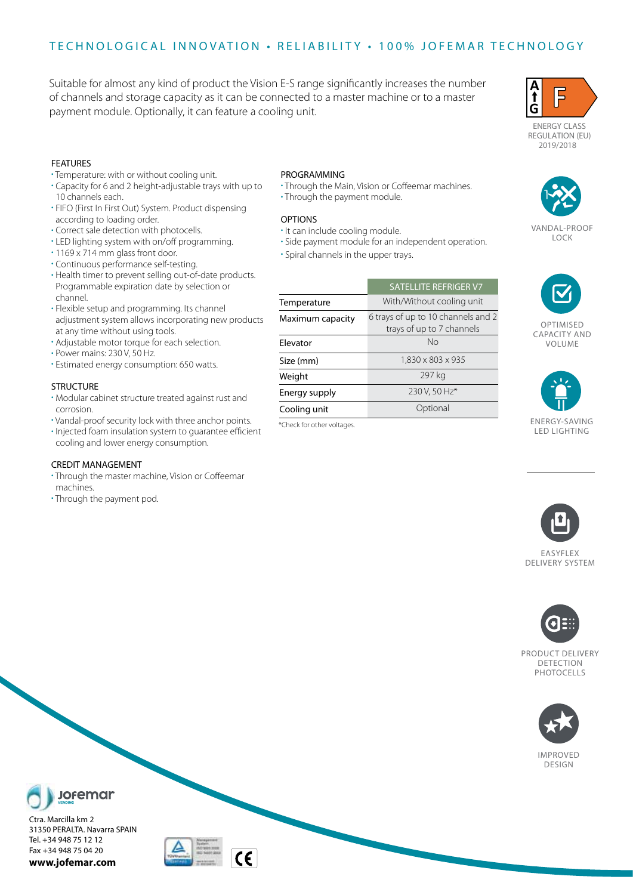TECHNOLOGICAL INNOVATION • RELIABILITY • 100% JOFEMAR TECHNOLOGY

Suitable for almost any kind of product the Vision E-S range significantly increases the number of channels and storage capacity as it can be connected to a master machine or to a master payment module. Optionally, it can feature a cooling unit.

A–G F
ENERGY CLASS REGULATION (EU) 2019/2018

### FEATURES

- Temperature: with or without cooling unit.
- Capacity for 6 and 2 height-adjustable trays with up to 10 channels each.
- FIFO (First In First Out) System. Product dispensing according to loading order.
- Correct sale detection with photocells.
- LED lighting system with on/off programming.
- 1169 x 714 mm glass front door.
- Continuous performance self-testing.
- Health timer to prevent selling out-of-date products. Programmable expiration date by selection or channel.
- Flexible setup and programming. Its channel adjustment system allows incorporating new products at any time without using tools.
- Adjustable motor torque for each selection.
- Power mains: 230 V, 50 Hz.
- Estimated energy consumption: 650 watts.

### STRUCTURE

- Modular cabinet structure treated against rust and corrosion.
- Vandal-proof security lock with three anchor points.
- Injected foam insulation system to guarantee efficient cooling and lower energy consumption.

### CREDIT MANAGEMENT

- Through the master machine, Vision or Coffeemar machines.
- Through the payment pod.

### PROGRAMMING

- Through the Main, Vision or Coffeemar machines.
- Through the payment module.

### OPTIONS

- It can include cooling module.
- Side payment module for an independent operation.
- Spiral channels in the upper trays.

| | SATELLITE REFRIGER V7 |
|---|---|
| Temperature | With/Without cooling unit |
| Maximum capacity | 6 trays of up to 10 channels and 2 trays of up to 7 channels |
| Elevator | No |
| Size (mm) | 1,830 x 803 x 935 |
| Weight | 297 kg |
| Energy supply | 230 V, 50 Hz* |
| Cooling unit | Optional |

*Check for other voltages.

VANDAL-PROOF LOCK

OPTIMISED CAPACITY AND VOLUME

ENERGY-SAVING LED LIGHTING

EASYFLEX DELIVERY SYSTEM

PRODUCT DELIVERY DETECTION PHOTOCELLS

IMPROVED DESIGN

Jofemar

Ctra. Marcilla km 2
31350 PERALTA. Navarra SPAIN
Tel. +34 948 75 12 12
Fax +34 948 75 04 20
**www.jofemar.com**